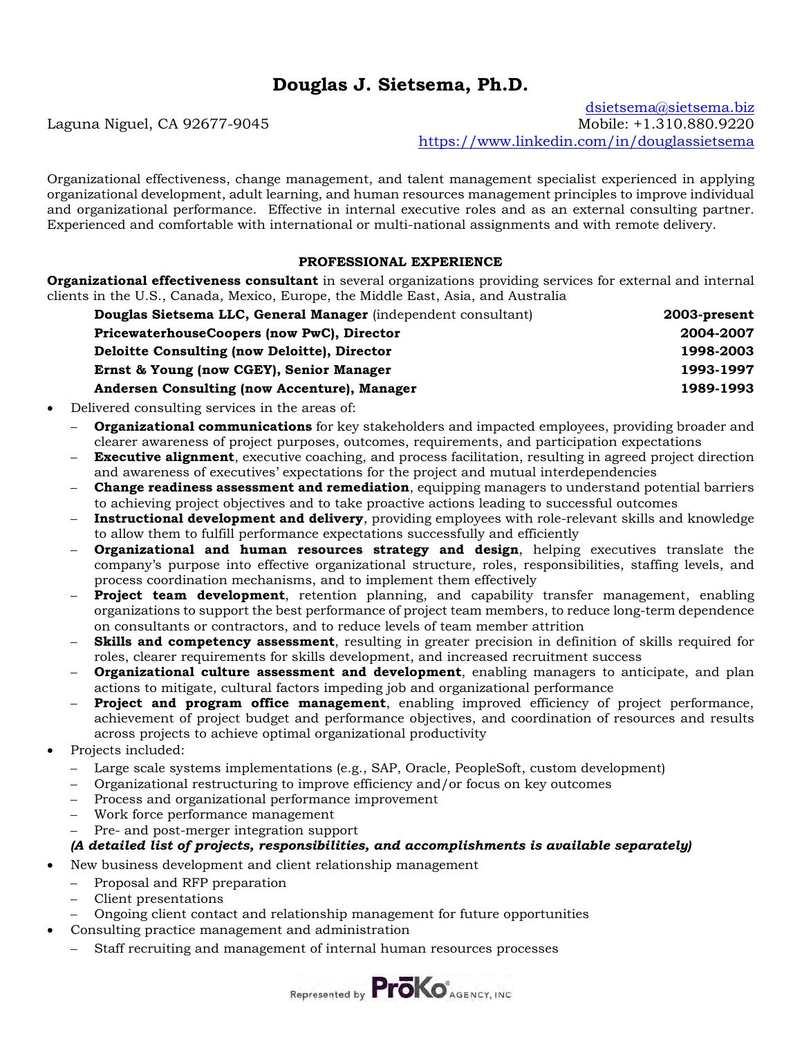# Douglas J. Sietsema, Ph.D.

Laguna Niguel, CA 92677-9045

dsietsema@sietsema.biz
Mobile: +1.310.880.9220
https://www.linkedin.com/in/douglassietsema

Organizational effectiveness, change management, and talent management specialist experienced in applying organizational development, adult learning, and human resources management principles to improve individual and organizational performance. Effective in internal executive roles and as an external consulting partner. Experienced and comfortable with international or multi-national assignments and with remote delivery.

## PROFESSIONAL EXPERIENCE

**Organizational effectiveness consultant** in several organizations providing services for external and internal clients in the U.S., Canada, Mexico, Europe, the Middle East, Asia, and Australia

| | |
|---|---|
| **Douglas Sietsema LLC, General Manager** (independent consultant) | **2003-present** |
| **PricewaterhouseCoopers (now PwC), Director** | **2004-2007** |
| **Deloitte Consulting (now Deloitte), Director** | **1998-2003** |
| **Ernst & Young (now CGEY), Senior Manager** | **1993-1997** |
| **Andersen Consulting (now Accenture), Manager** | **1989-1993** |

- Delivered consulting services in the areas of:
  - **Organizational communications** for key stakeholders and impacted employees, providing broader and clearer awareness of project purposes, outcomes, requirements, and participation expectations
  - **Executive alignment**, executive coaching, and process facilitation, resulting in agreed project direction and awareness of executives' expectations for the project and mutual interdependencies
  - **Change readiness assessment and remediation**, equipping managers to understand potential barriers to achieving project objectives and to take proactive actions leading to successful outcomes
  - **Instructional development and delivery**, providing employees with role-relevant skills and knowledge to allow them to fulfill performance expectations successfully and efficiently
  - **Organizational and human resources strategy and design**, helping executives translate the company's purpose into effective organizational structure, roles, responsibilities, staffing levels, and process coordination mechanisms, and to implement them effectively
  - **Project team development**, retention planning, and capability transfer management, enabling organizations to support the best performance of project team members, to reduce long-term dependence on consultants or contractors, and to reduce levels of team member attrition
  - **Skills and competency assessment**, resulting in greater precision in definition of skills required for roles, clearer requirements for skills development, and increased recruitment success
  - **Organizational culture assessment and development**, enabling managers to anticipate, and plan actions to mitigate, cultural factors impeding job and organizational performance
  - **Project and program office management**, enabling improved efficiency of project performance, achievement of project budget and performance objectives, and coordination of resources and results across projects to achieve optimal organizational productivity
- Projects included:
  - Large scale systems implementations (e.g., SAP, Oracle, PeopleSoft, custom development)
  - Organizational restructuring to improve efficiency and/or focus on key outcomes
  - Process and organizational performance improvement
  - Work force performance management
  - Pre- and post-merger integration support

  ***(A detailed list of projects, responsibilities, and accomplishments is available separately)***
- New business development and client relationship management
  - Proposal and RFP preparation
  - Client presentations
  - Ongoing client contact and relationship management for future opportunities
- Consulting practice management and administration
  - Staff recruiting and management of internal human resources processes

Represented by PrōKo AGENCY, INC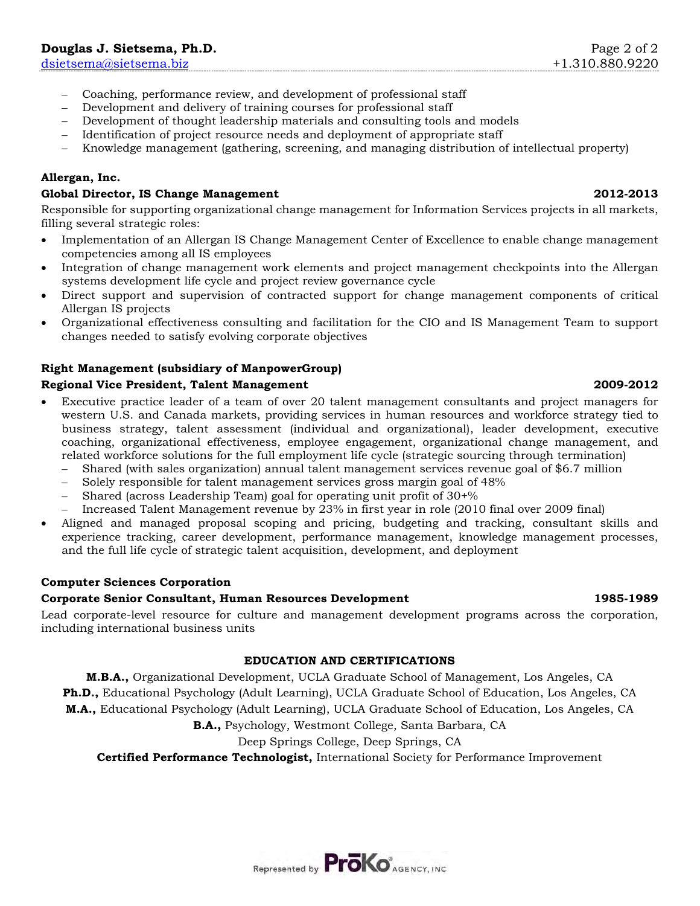- Coaching, performance review, and development of professional staff
- Development and delivery of training courses for professional staff
- Development of thought leadership materials and consulting tools and models
- Identification of project resource needs and deployment of appropriate staff
- Knowledge management (gathering, screening, and managing distribution of intellectual property)

**Allergan, Inc.**

**Global Director, IS Change Management** **2012-2013**

Responsible for supporting organizational change management for Information Services projects in all markets, filling several strategic roles:

- Implementation of an Allergan IS Change Management Center of Excellence to enable change management competencies among all IS employees
- Integration of change management work elements and project management checkpoints into the Allergan systems development life cycle and project review governance cycle
- Direct support and supervision of contracted support for change management components of critical Allergan IS projects
- Organizational effectiveness consulting and facilitation for the CIO and IS Management Team to support changes needed to satisfy evolving corporate objectives

**Right Management (subsidiary of ManpowerGroup)**

**Regional Vice President, Talent Management** **2009-2012**

- Executive practice leader of a team of over 20 talent management consultants and project managers for western U.S. and Canada markets, providing services in human resources and workforce strategy tied to business strategy, talent assessment (individual and organizational), leader development, executive coaching, organizational effectiveness, employee engagement, organizational change management, and related workforce solutions for the full employment life cycle (strategic sourcing through termination)
  - Shared (with sales organization) annual talent management services revenue goal of $6.7 million
  - Solely responsible for talent management services gross margin goal of 48%
  - Shared (across Leadership Team) goal for operating unit profit of 30+%
  - Increased Talent Management revenue by 23% in first year in role (2010 final over 2009 final)
- Aligned and managed proposal scoping and pricing, budgeting and tracking, consultant skills and experience tracking, career development, performance management, knowledge management processes, and the full life cycle of strategic talent acquisition, development, and deployment

**Computer Sciences Corporation**

**Corporate Senior Consultant, Human Resources Development** **1985-1989**

Lead corporate-level resource for culture and management development programs across the corporation, including international business units

## EDUCATION AND CERTIFICATIONS

**M.B.A.,** Organizational Development, UCLA Graduate School of Management, Los Angeles, CA

**Ph.D.,** Educational Psychology (Adult Learning), UCLA Graduate School of Education, Los Angeles, CA

**M.A.,** Educational Psychology (Adult Learning), UCLA Graduate School of Education, Los Angeles, CA

**B.A.,** Psychology, Westmont College, Santa Barbara, CA

Deep Springs College, Deep Springs, CA

**Certified Performance Technologist,** International Society for Performance Improvement

Represented by ProKo Agency, Inc